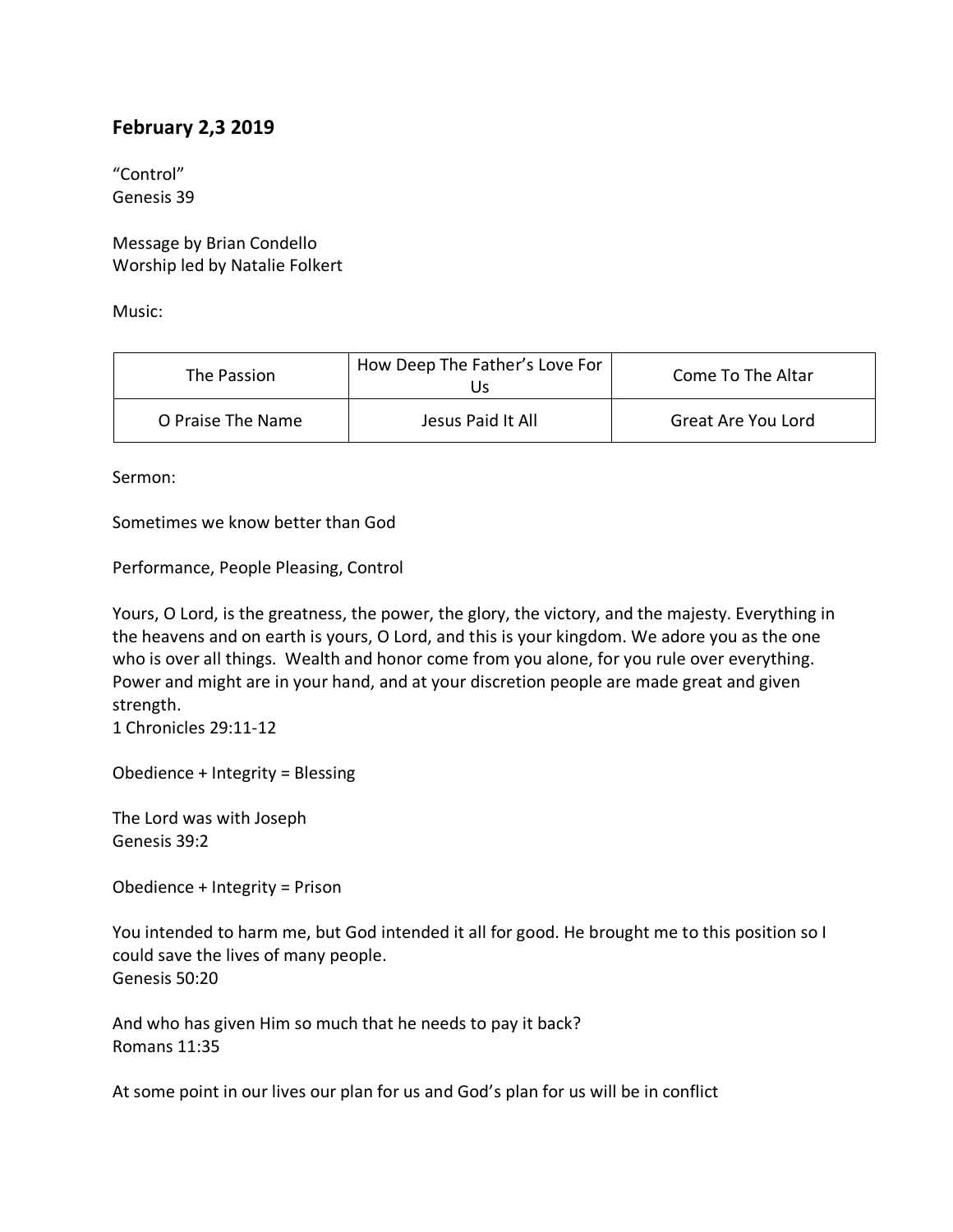## February 2,3 2019

“Control”
Genesis 39

Message by Brian Condello
Worship led by Natalie Folkert

Music:

| The Passion | How Deep The Father’s Love For Us | Come To The Altar |
|---|---|---|
| O Praise The Name | Jesus Paid It All | Great Are You Lord |

Sermon:

Sometimes we know better than God

Performance, People Pleasing, Control

Yours, O Lord, is the greatness, the power, the glory, the victory, and the majesty. Everything in the heavens and on earth is yours, O Lord, and this is your kingdom. We adore you as the one who is over all things. Wealth and honor come from you alone, for you rule over everything. Power and might are in your hand, and at your discretion people are made great and given strength.
1 Chronicles 29:11-12

Obedience + Integrity = Blessing

The Lord was with Joseph
Genesis 39:2

Obedience + Integrity = Prison

You intended to harm me, but God intended it all for good. He brought me to this position so I could save the lives of many people.
Genesis 50:20

And who has given Him so much that he needs to pay it back?
Romans 11:35

At some point in our lives our plan for us and God’s plan for us will be in conflict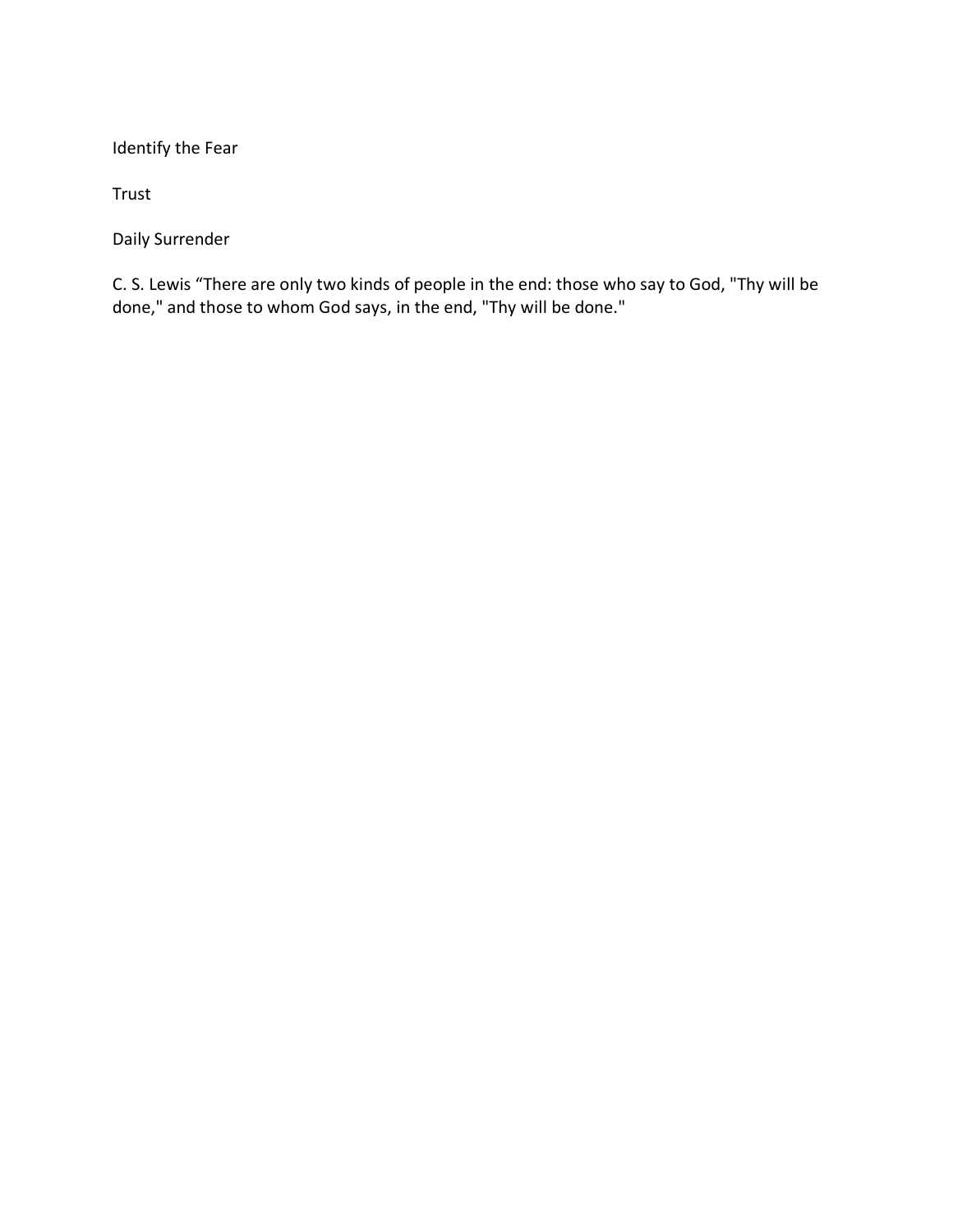Identify the Fear

Trust

Daily Surrender

C. S. Lewis “There are only two kinds of people in the end: those who say to God, "Thy will be done," and those to whom God says, in the end, "Thy will be done."